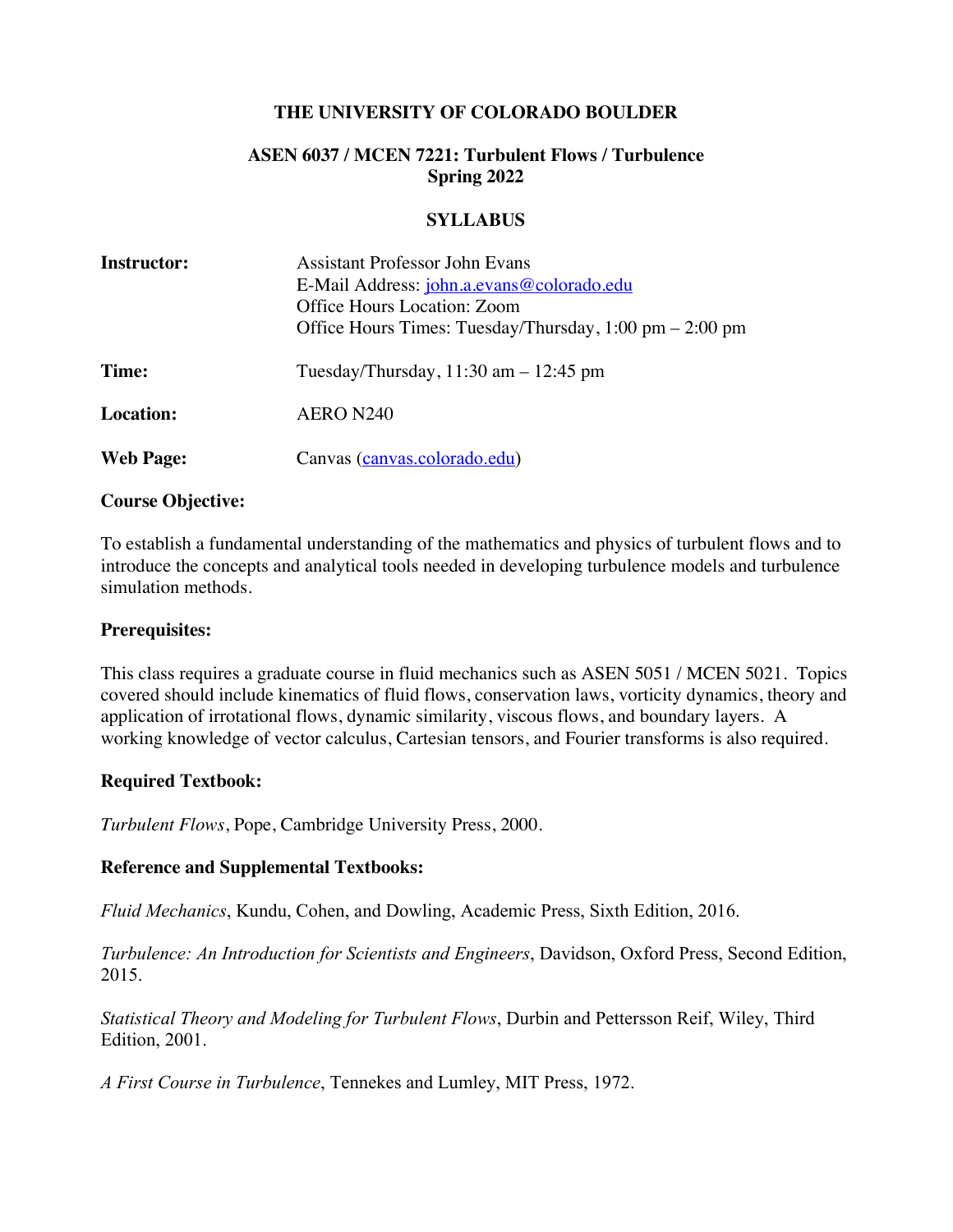# THE UNIVERSITY OF COLORADO BOULDER

## ASEN 6037 / MCEN 7221: Turbulent Flows / Turbulence
## Spring 2022

## SYLLABUS

| | |
|---|---|
| **Instructor:** | Assistant Professor John Evans<br>E-Mail Address: john.a.evans@colorado.edu<br>Office Hours Location: Zoom<br>Office Hours Times: Tuesday/Thursday, 1:00 pm – 2:00 pm |
| **Time:** | Tuesday/Thursday, 11:30 am – 12:45 pm |
| **Location:** | AERO N240 |
| **Web Page:** | Canvas (canvas.colorado.edu) |

### Course Objective:

To establish a fundamental understanding of the mathematics and physics of turbulent flows and to introduce the concepts and analytical tools needed in developing turbulence models and turbulence simulation methods.

### Prerequisites:

This class requires a graduate course in fluid mechanics such as ASEN 5051 / MCEN 5021. Topics covered should include kinematics of fluid flows, conservation laws, vorticity dynamics, theory and application of irrotational flows, dynamic similarity, viscous flows, and boundary layers. A working knowledge of vector calculus, Cartesian tensors, and Fourier transforms is also required.

### Required Textbook:

*Turbulent Flows*, Pope, Cambridge University Press, 2000.

### Reference and Supplemental Textbooks:

*Fluid Mechanics*, Kundu, Cohen, and Dowling, Academic Press, Sixth Edition, 2016.

*Turbulence: An Introduction for Scientists and Engineers*, Davidson, Oxford Press, Second Edition, 2015.

*Statistical Theory and Modeling for Turbulent Flows*, Durbin and Pettersson Reif, Wiley, Third Edition, 2001.

*A First Course in Turbulence*, Tennekes and Lumley, MIT Press, 1972.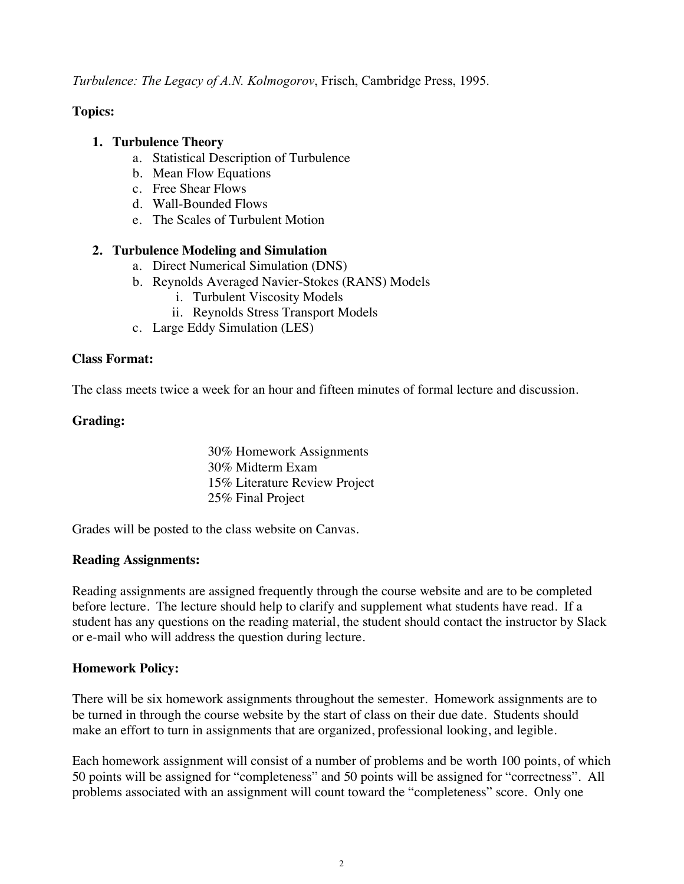*Turbulence: The Legacy of A.N. Kolmogorov*, Frisch, Cambridge Press, 1995.

**Topics:**

1. **Turbulence Theory**
   a. Statistical Description of Turbulence
   b. Mean Flow Equations
   c. Free Shear Flows
   d. Wall-Bounded Flows
   e. The Scales of Turbulent Motion

2. **Turbulence Modeling and Simulation**
   a. Direct Numerical Simulation (DNS)
   b. Reynolds Averaged Navier-Stokes (RANS) Models
      i. Turbulent Viscosity Models
      ii. Reynolds Stress Transport Models
   c. Large Eddy Simulation (LES)

**Class Format:**

The class meets twice a week for an hour and fifteen minutes of formal lecture and discussion.

**Grading:**

30% Homework Assignments
30% Midterm Exam
15% Literature Review Project
25% Final Project

Grades will be posted to the class website on Canvas.

**Reading Assignments:**

Reading assignments are assigned frequently through the course website and are to be completed before lecture. The lecture should help to clarify and supplement what students have read. If a student has any questions on the reading material, the student should contact the instructor by Slack or e-mail who will address the question during lecture.

**Homework Policy:**

There will be six homework assignments throughout the semester. Homework assignments are to be turned in through the course website by the start of class on their due date. Students should make an effort to turn in assignments that are organized, professional looking, and legible.

Each homework assignment will consist of a number of problems and be worth 100 points, of which 50 points will be assigned for "completeness" and 50 points will be assigned for "correctness". All problems associated with an assignment will count toward the "completeness" score. Only one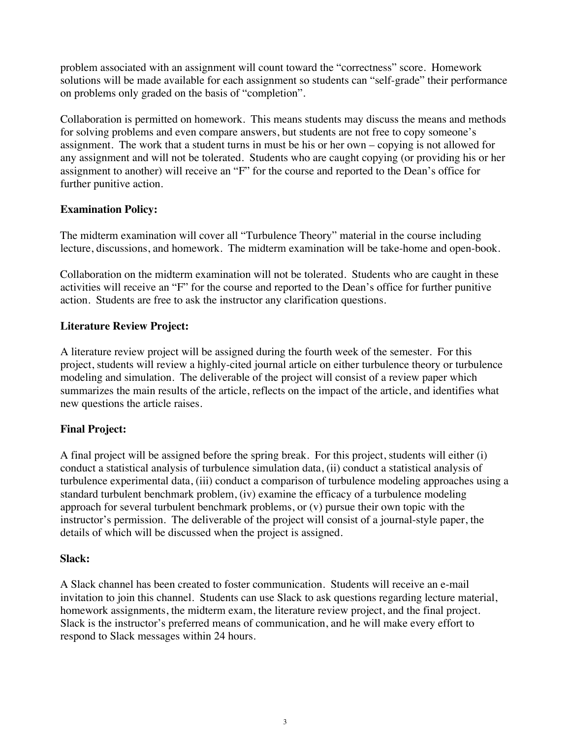problem associated with an assignment will count toward the "correctness" score. Homework solutions will be made available for each assignment so students can "self-grade" their performance on problems only graded on the basis of "completion".

Collaboration is permitted on homework. This means students may discuss the means and methods for solving problems and even compare answers, but students are not free to copy someone's assignment. The work that a student turns in must be his or her own – copying is not allowed for any assignment and will not be tolerated. Students who are caught copying (or providing his or her assignment to another) will receive an "F" for the course and reported to the Dean's office for further punitive action.

### Examination Policy:

The midterm examination will cover all "Turbulence Theory" material in the course including lecture, discussions, and homework. The midterm examination will be take-home and open-book.

Collaboration on the midterm examination will not be tolerated. Students who are caught in these activities will receive an "F" for the course and reported to the Dean's office for further punitive action. Students are free to ask the instructor any clarification questions.

### Literature Review Project:

A literature review project will be assigned during the fourth week of the semester. For this project, students will review a highly-cited journal article on either turbulence theory or turbulence modeling and simulation. The deliverable of the project will consist of a review paper which summarizes the main results of the article, reflects on the impact of the article, and identifies what new questions the article raises.

### Final Project:

A final project will be assigned before the spring break. For this project, students will either (i) conduct a statistical analysis of turbulence simulation data, (ii) conduct a statistical analysis of turbulence experimental data, (iii) conduct a comparison of turbulence modeling approaches using a standard turbulent benchmark problem, (iv) examine the efficacy of a turbulence modeling approach for several turbulent benchmark problems, or (v) pursue their own topic with the instructor's permission. The deliverable of the project will consist of a journal-style paper, the details of which will be discussed when the project is assigned.

### Slack:

A Slack channel has been created to foster communication. Students will receive an e-mail invitation to join this channel. Students can use Slack to ask questions regarding lecture material, homework assignments, the midterm exam, the literature review project, and the final project. Slack is the instructor's preferred means of communication, and he will make every effort to respond to Slack messages within 24 hours.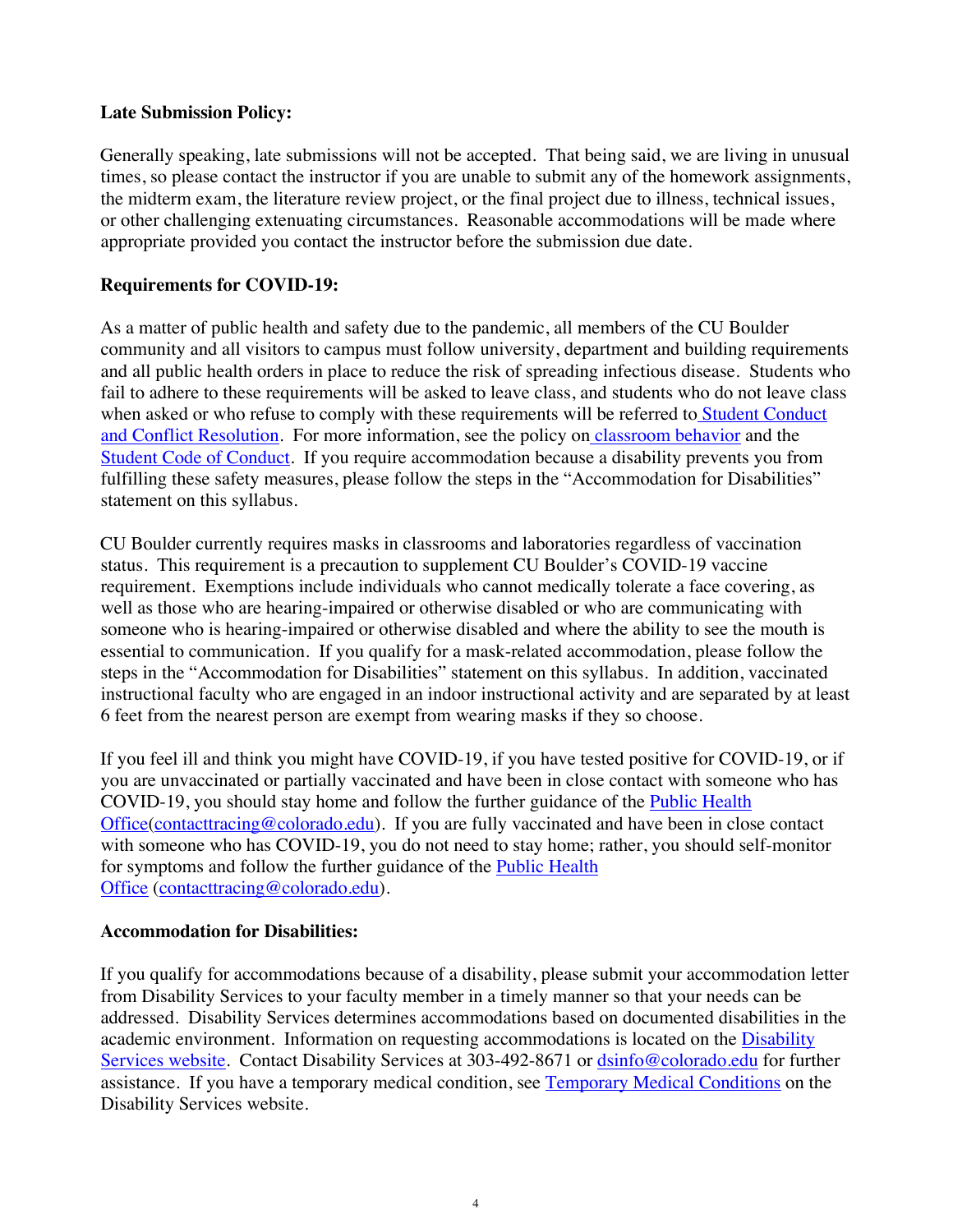**Late Submission Policy:**

Generally speaking, late submissions will not be accepted. That being said, we are living in unusual times, so please contact the instructor if you are unable to submit any of the homework assignments, the midterm exam, the literature review project, or the final project due to illness, technical issues, or other challenging extenuating circumstances. Reasonable accommodations will be made where appropriate provided you contact the instructor before the submission due date.

**Requirements for COVID-19:**

As a matter of public health and safety due to the pandemic, all members of the CU Boulder community and all visitors to campus must follow university, department and building requirements and all public health orders in place to reduce the risk of spreading infectious disease. Students who fail to adhere to these requirements will be asked to leave class, and students who do not leave class when asked or who refuse to comply with these requirements will be referred to Student Conduct and Conflict Resolution. For more information, see the policy on classroom behavior and the Student Code of Conduct. If you require accommodation because a disability prevents you from fulfilling these safety measures, please follow the steps in the "Accommodation for Disabilities" statement on this syllabus.

CU Boulder currently requires masks in classrooms and laboratories regardless of vaccination status. This requirement is a precaution to supplement CU Boulder's COVID-19 vaccine requirement. Exemptions include individuals who cannot medically tolerate a face covering, as well as those who are hearing-impaired or otherwise disabled or who are communicating with someone who is hearing-impaired or otherwise disabled and where the ability to see the mouth is essential to communication. If you qualify for a mask-related accommodation, please follow the steps in the "Accommodation for Disabilities" statement on this syllabus. In addition, vaccinated instructional faculty who are engaged in an indoor instructional activity and are separated by at least 6 feet from the nearest person are exempt from wearing masks if they so choose.

If you feel ill and think you might have COVID-19, if you have tested positive for COVID-19, or if you are unvaccinated or partially vaccinated and have been in close contact with someone who has COVID-19, you should stay home and follow the further guidance of the Public Health Office(contacttracing@colorado.edu). If you are fully vaccinated and have been in close contact with someone who has COVID-19, you do not need to stay home; rather, you should self-monitor for symptoms and follow the further guidance of the Public Health Office (contacttracing@colorado.edu).

**Accommodation for Disabilities:**

If you qualify for accommodations because of a disability, please submit your accommodation letter from Disability Services to your faculty member in a timely manner so that your needs can be addressed. Disability Services determines accommodations based on documented disabilities in the academic environment. Information on requesting accommodations is located on the Disability Services website. Contact Disability Services at 303-492-8671 or dsinfo@colorado.edu for further assistance. If you have a temporary medical condition, see Temporary Medical Conditions on the Disability Services website.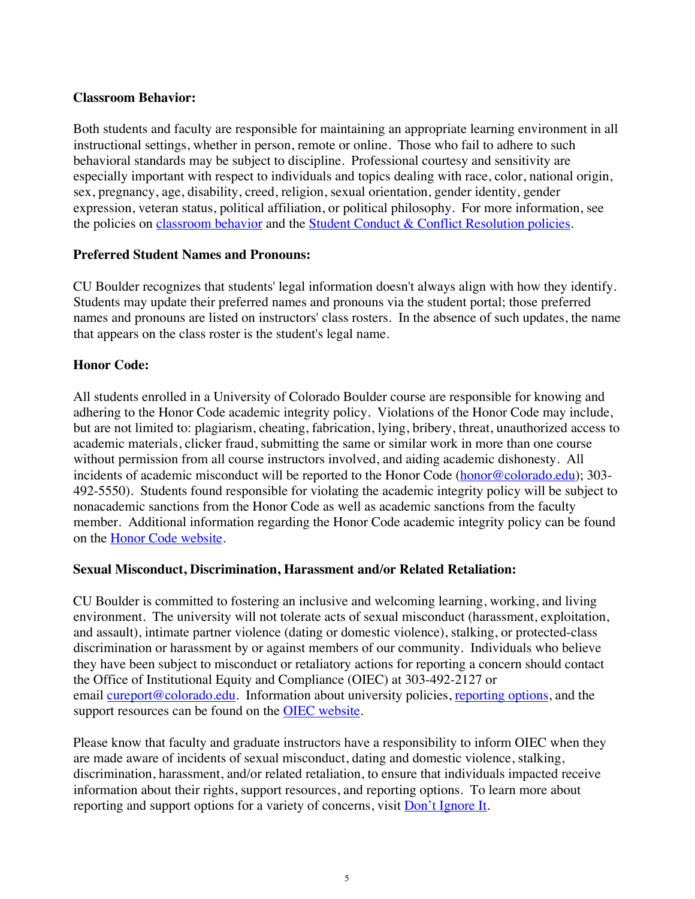**Classroom Behavior:**

Both students and faculty are responsible for maintaining an appropriate learning environment in all instructional settings, whether in person, remote or online. Those who fail to adhere to such behavioral standards may be subject to discipline. Professional courtesy and sensitivity are especially important with respect to individuals and topics dealing with race, color, national origin, sex, pregnancy, age, disability, creed, religion, sexual orientation, gender identity, gender expression, veteran status, political affiliation, or political philosophy. For more information, see the policies on classroom behavior and the Student Conduct & Conflict Resolution policies.

**Preferred Student Names and Pronouns:**

CU Boulder recognizes that students' legal information doesn't always align with how they identify. Students may update their preferred names and pronouns via the student portal; those preferred names and pronouns are listed on instructors' class rosters. In the absence of such updates, the name that appears on the class roster is the student's legal name.

**Honor Code:**

All students enrolled in a University of Colorado Boulder course are responsible for knowing and adhering to the Honor Code academic integrity policy. Violations of the Honor Code may include, but are not limited to: plagiarism, cheating, fabrication, lying, bribery, threat, unauthorized access to academic materials, clicker fraud, submitting the same or similar work in more than one course without permission from all course instructors involved, and aiding academic dishonesty. All incidents of academic misconduct will be reported to the Honor Code (honor@colorado.edu); 303-492-5550). Students found responsible for violating the academic integrity policy will be subject to nonacademic sanctions from the Honor Code as well as academic sanctions from the faculty member. Additional information regarding the Honor Code academic integrity policy can be found on the Honor Code website.

**Sexual Misconduct, Discrimination, Harassment and/or Related Retaliation:**

CU Boulder is committed to fostering an inclusive and welcoming learning, working, and living environment. The university will not tolerate acts of sexual misconduct (harassment, exploitation, and assault), intimate partner violence (dating or domestic violence), stalking, or protected-class discrimination or harassment by or against members of our community. Individuals who believe they have been subject to misconduct or retaliatory actions for reporting a concern should contact the Office of Institutional Equity and Compliance (OIEC) at 303-492-2127 or email cureport@colorado.edu. Information about university policies, reporting options, and the support resources can be found on the OIEC website.

Please know that faculty and graduate instructors have a responsibility to inform OIEC when they are made aware of incidents of sexual misconduct, dating and domestic violence, stalking, discrimination, harassment, and/or related retaliation, to ensure that individuals impacted receive information about their rights, support resources, and reporting options. To learn more about reporting and support options for a variety of concerns, visit Don't Ignore It.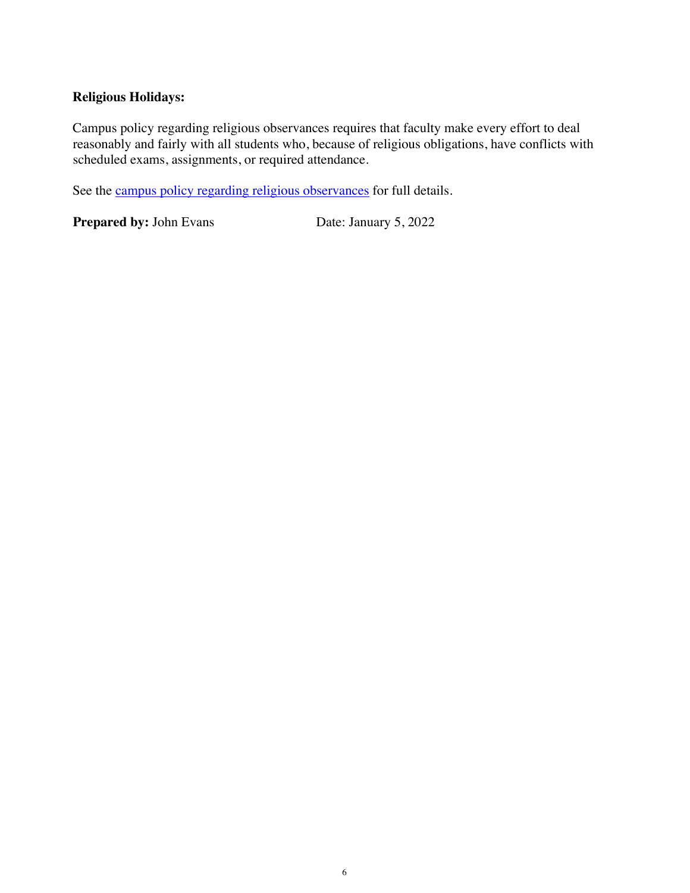**Religious Holidays:**

Campus policy regarding religious observances requires that faculty make every effort to deal reasonably and fairly with all students who, because of religious obligations, have conflicts with scheduled exams, assignments, or required attendance.

See the campus policy regarding religious observances for full details.

**Prepared by:** John Evans        Date: January 5, 2022